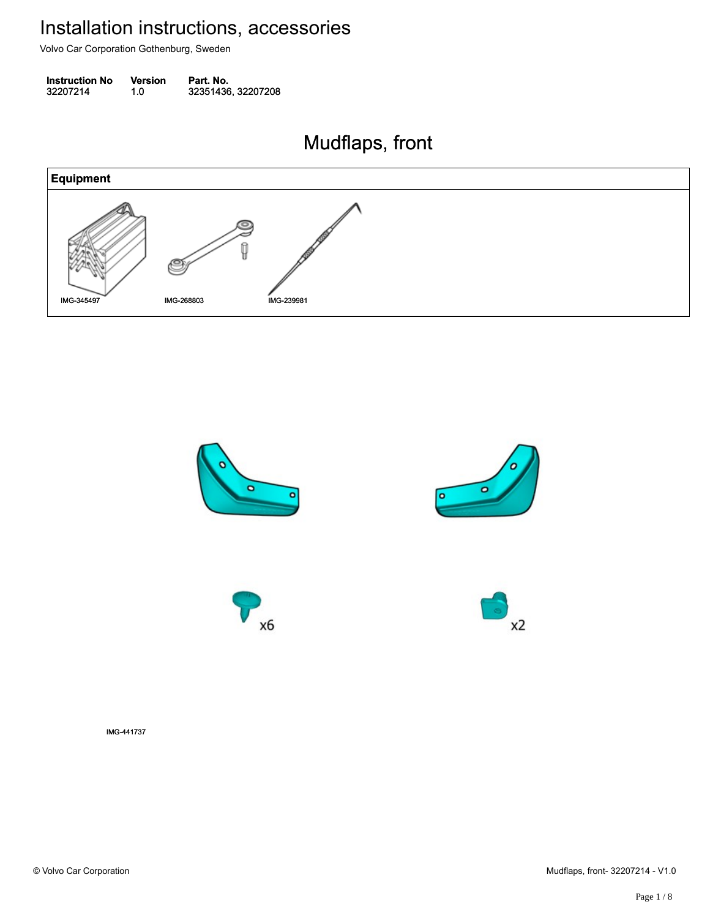# Installation instructions, accessories

Volvo Car Corporation Gothenburg, Sweden

| Instruction No | Version | Part. No. |
| --- | --- | --- |
| 32207214 | 1.0 | 32351436, 32207208 |

## Mudflaps, front

| Equipment |
| --- |
| IMG-345497 IMG-268803 IMG-239981 |

x6

x2

IMG-441737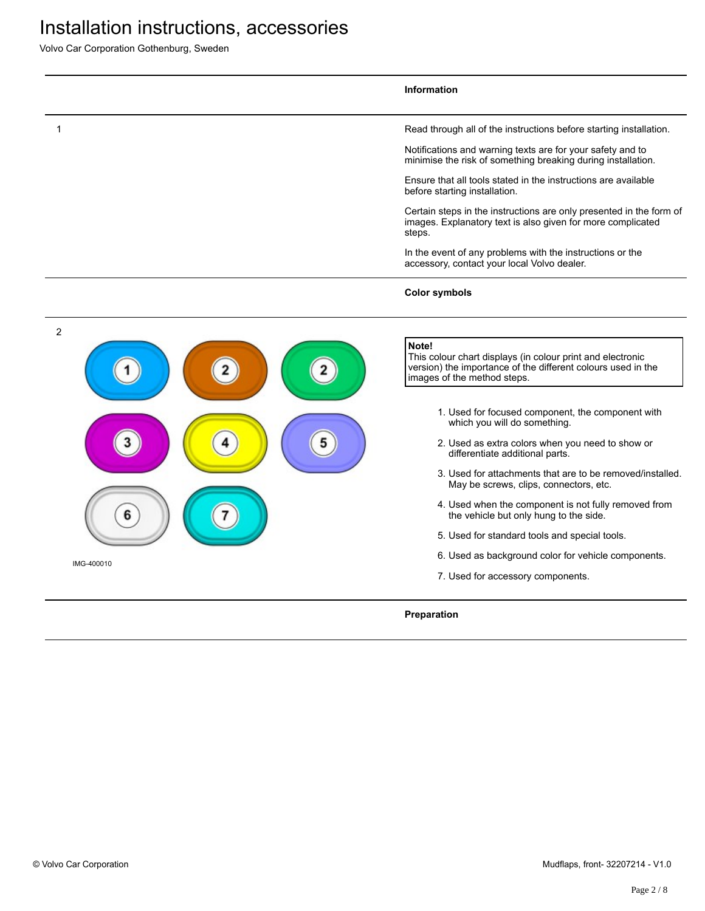# Installation instructions, accessories

Volvo Car Corporation Gothenburg, Sweden

## Information

1

Read through all of the instructions before starting installation.

Notifications and warning texts are for your safety and to minimise the risk of something breaking during installation.

Ensure that all tools stated in the instructions are available before starting installation.

Certain steps in the instructions are only presented in the form of images. Explanatory text is also given for more complicated steps.

In the event of any problems with the instructions or the accessory, contact your local Volvo dealer.

## Color symbols

2

IMG-400010

**Note!**
This colour chart displays (in colour print and electronic version) the importance of the different colours used in the images of the method steps.

1. Used for focused component, the component with which you will do something.
2. Used as extra colors when you need to show or differentiate additional parts.
3. Used for attachments that are to be removed/installed. May be screws, clips, connectors, etc.
4. Used when the component is not fully removed from the vehicle but only hung to the side.
5. Used for standard tools and special tools.
6. Used as background color for vehicle components.
7. Used for accessory components.

## Preparation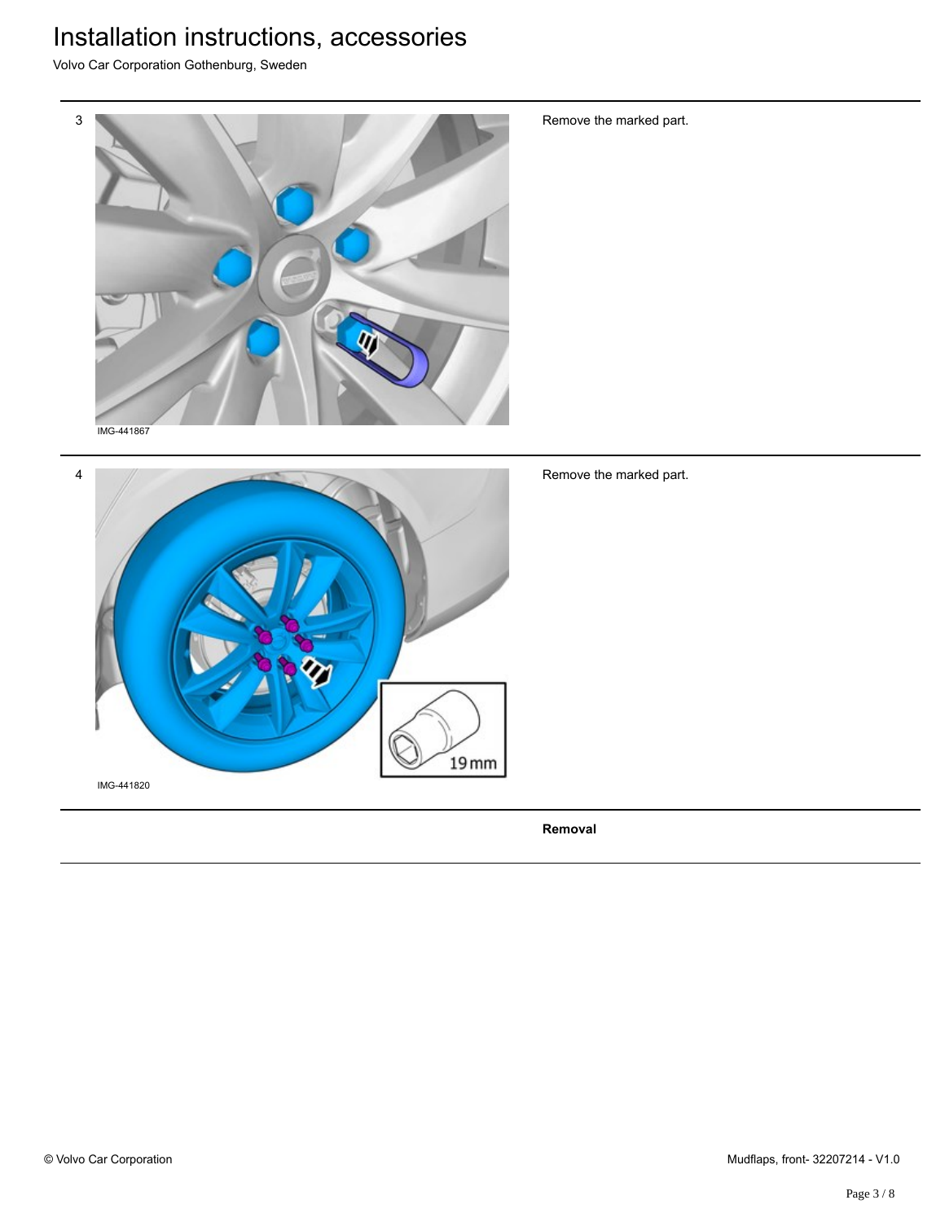3

IMG-441867

Remove the marked part.

4

19mm

IMG-441820

Remove the marked part.

**Removal**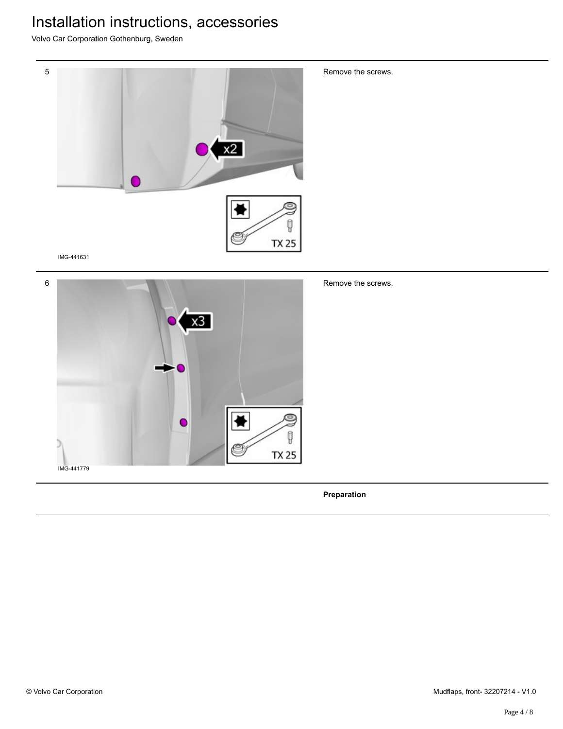5

IMG-441631

Remove the screws.

6

IMG-441779

Remove the screws.

**Preparation**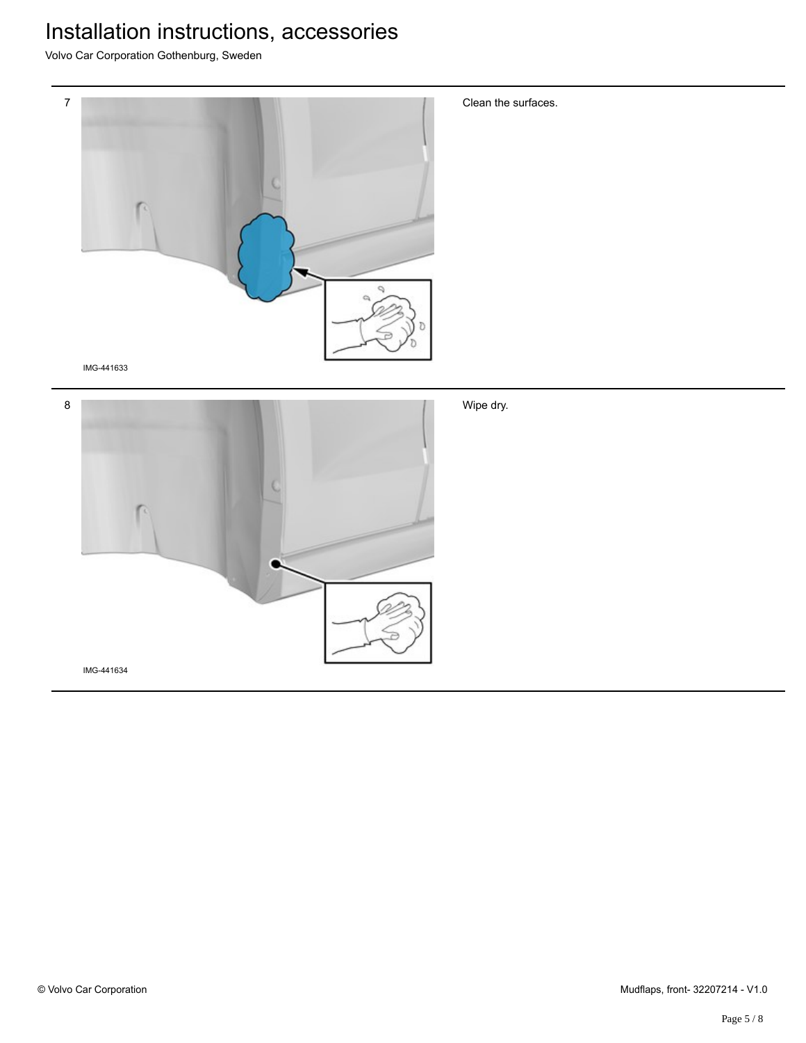7

IMG-441633

Clean the surfaces.

8

IMG-441634

Wipe dry.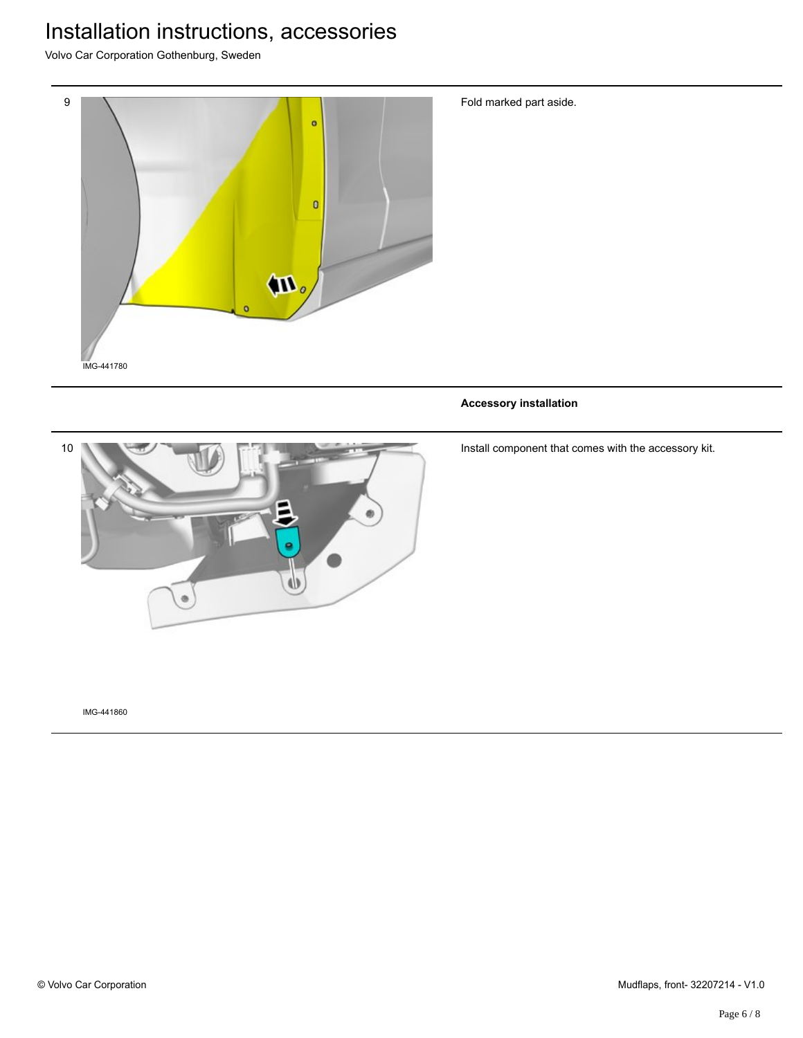9

IMG-441780

Fold marked part aside.

**Accessory installation**

10

IMG-441860

Install component that comes with the accessory kit.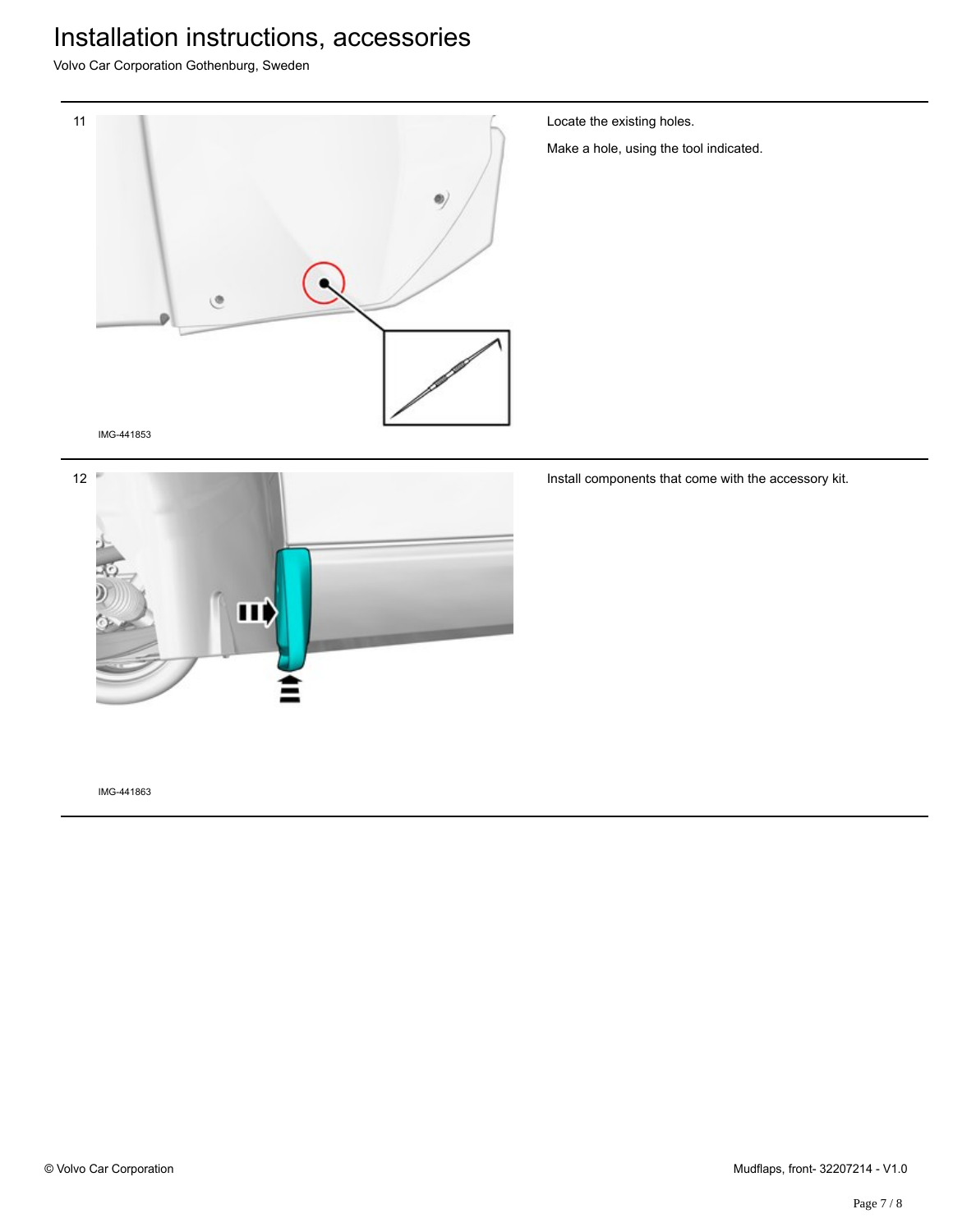11

IMG-441853

Locate the existing holes.

Make a hole, using the tool indicated.

12

IMG-441863

Install components that come with the accessory kit.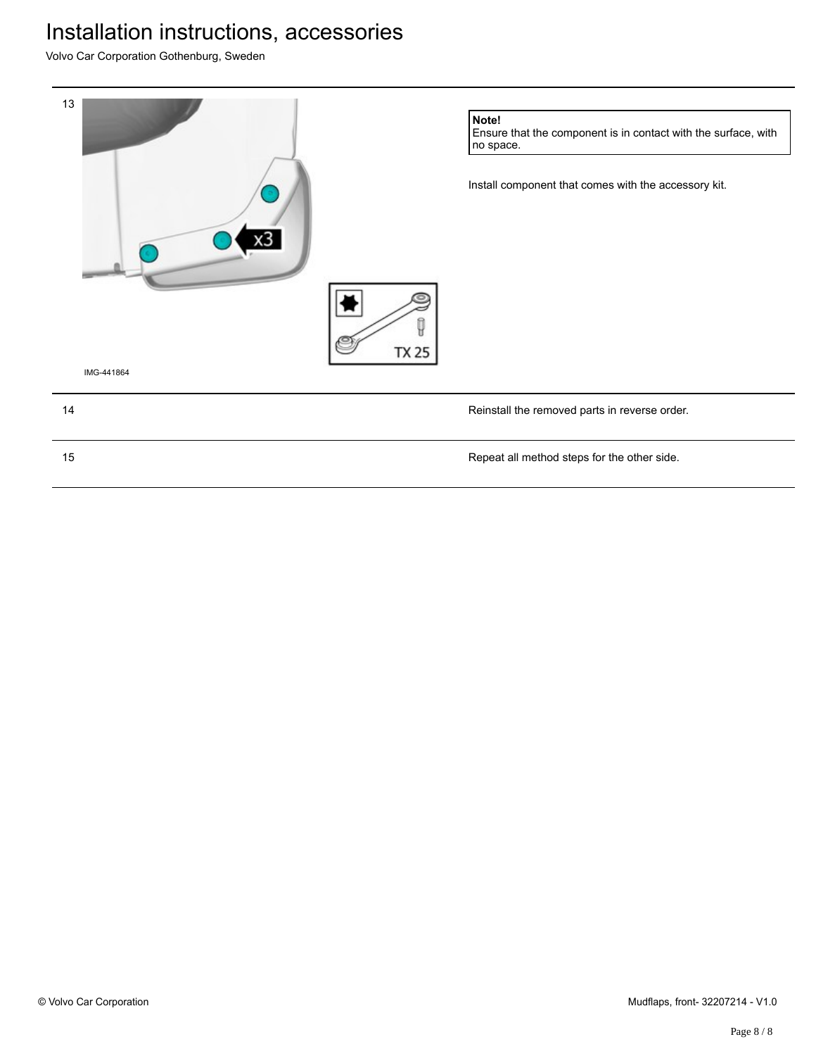| | | |
|---|---|---|
| 13 | IMG-441864 | **Note!**<br>Ensure that the component is in contact with the surface, with no space.<br><br>Install component that comes with the accessory kit. |
| 14 | | Reinstall the removed parts in reverse order. |
| 15 | | Repeat all method steps for the other side. |